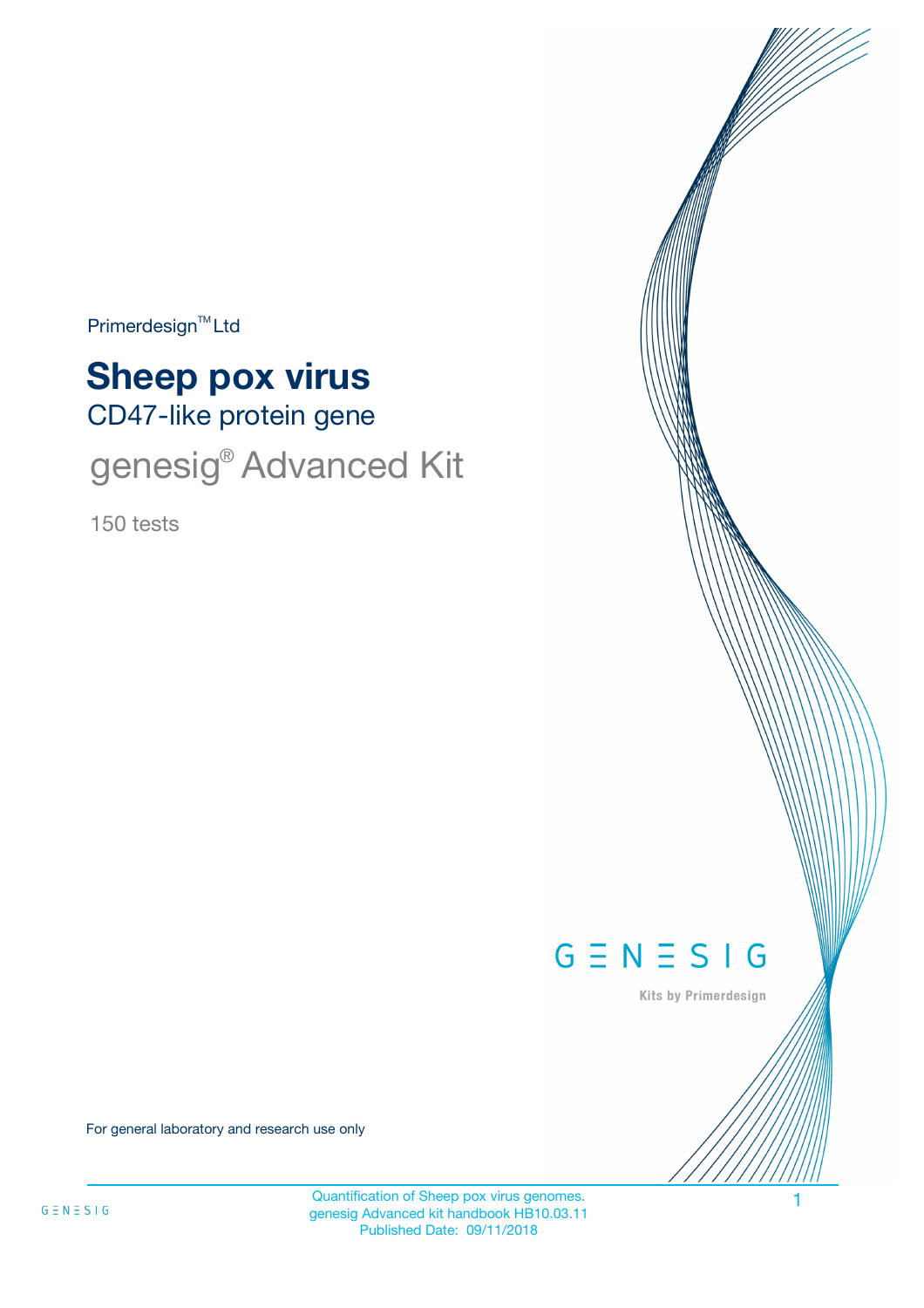Primerdesign™ Ltd

# Sheep pox virus

## CD47-like protein gene

## genesig® Advanced Kit

150 tests

For general laboratory and research use only

Quantification of Sheep pox virus genomes.
genesig Advanced kit handbook HB10.03.11
Published Date: 09/11/2018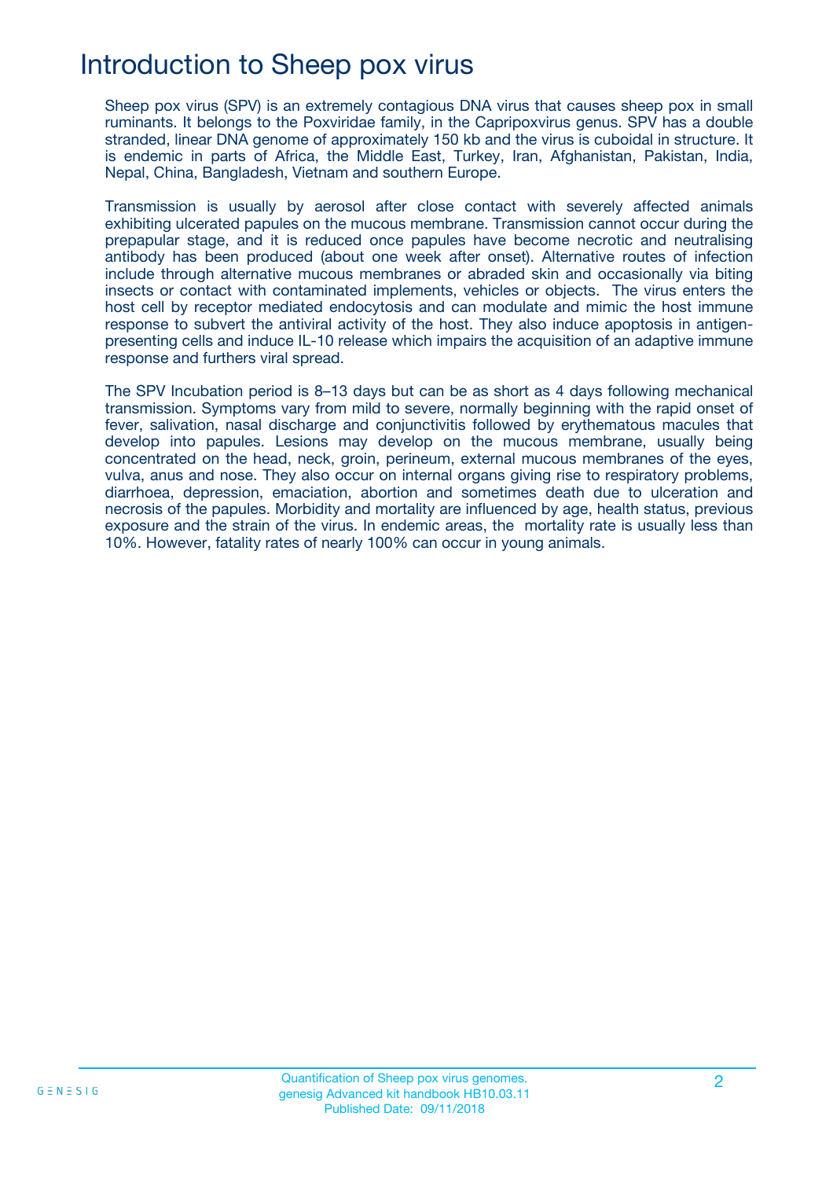# Introduction to Sheep pox virus

Sheep pox virus (SPV) is an extremely contagious DNA virus that causes sheep pox in small ruminants. It belongs to the Poxviridae family, in the Capripoxvirus genus. SPV has a double stranded, linear DNA genome of approximately 150 kb and the virus is cuboidal in structure. It is endemic in parts of Africa, the Middle East, Turkey, Iran, Afghanistan, Pakistan, India, Nepal, China, Bangladesh, Vietnam and southern Europe.

Transmission is usually by aerosol after close contact with severely affected animals exhibiting ulcerated papules on the mucous membrane. Transmission cannot occur during the prepapular stage, and it is reduced once papules have become necrotic and neutralising antibody has been produced (about one week after onset). Alternative routes of infection include through alternative mucous membranes or abraded skin and occasionally via biting insects or contact with contaminated implements, vehicles or objects. The virus enters the host cell by receptor mediated endocytosis and can modulate and mimic the host immune response to subvert the antiviral activity of the host. They also induce apoptosis in antigen-presenting cells and induce IL-10 release which impairs the acquisition of an adaptive immune response and furthers viral spread.

The SPV Incubation period is 8–13 days but can be as short as 4 days following mechanical transmission. Symptoms vary from mild to severe, normally beginning with the rapid onset of fever, salivation, nasal discharge and conjunctivitis followed by erythematous macules that develop into papules. Lesions may develop on the mucous membrane, usually being concentrated on the head, neck, groin, perineum, external mucous membranes of the eyes, vulva, anus and nose. They also occur on internal organs giving rise to respiratory problems, diarrhoea, depression, emaciation, abortion and sometimes death due to ulceration and necrosis of the papules. Morbidity and mortality are influenced by age, health status, previous exposure and the strain of the virus. In endemic areas, the mortality rate is usually less than 10%. However, fatality rates of nearly 100% can occur in young animals.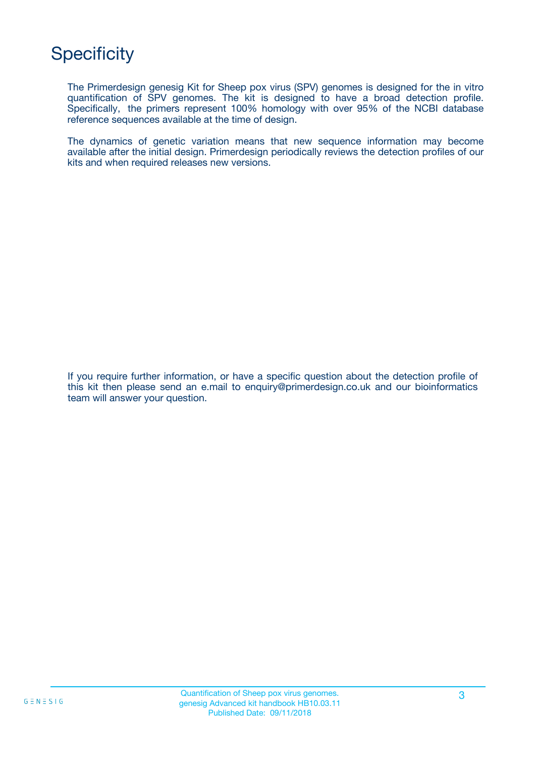# Specificity

The Primerdesign genesig Kit for Sheep pox virus (SPV) genomes is designed for the in vitro quantification of SPV genomes. The kit is designed to have a broad detection profile. Specifically, the primers represent 100% homology with over 95% of the NCBI database reference sequences available at the time of design.

The dynamics of genetic variation means that new sequence information may become available after the initial design. Primerdesign periodically reviews the detection profiles of our kits and when required releases new versions.

If you require further information, or have a specific question about the detection profile of this kit then please send an e.mail to enquiry@primerdesign.co.uk and our bioinformatics team will answer your question.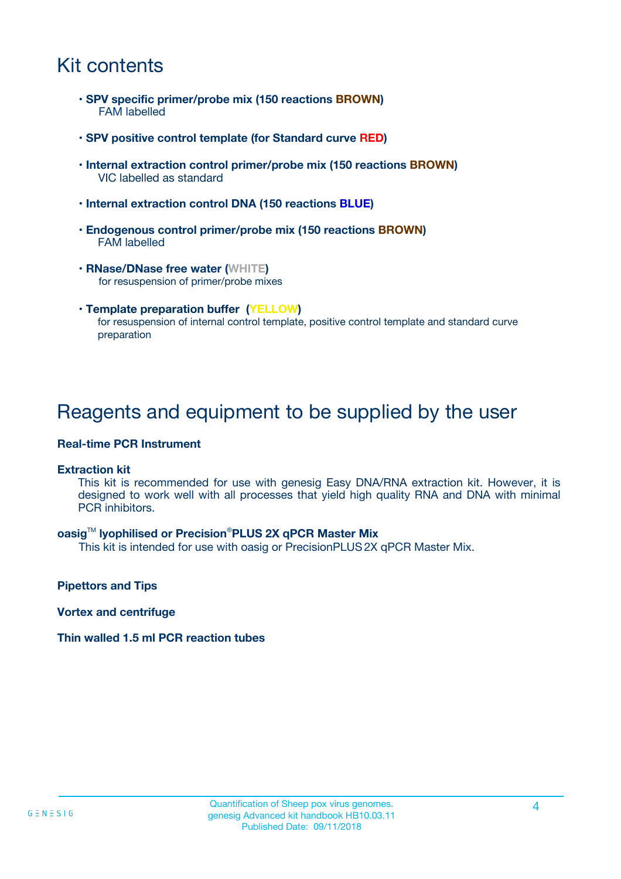# Kit contents

- **SPV specific primer/probe mix (150 reactions BROWN)**
  FAM labelled
- **SPV positive control template (for Standard curve RED)**
- **Internal extraction control primer/probe mix (150 reactions BROWN)**
  VIC labelled as standard
- **Internal extraction control DNA (150 reactions BLUE)**
- **Endogenous control primer/probe mix (150 reactions BROWN)**
  FAM labelled
- **RNase/DNase free water (WHITE)**
  for resuspension of primer/probe mixes
- **Template preparation buffer (YELLOW)**
  for resuspension of internal control template, positive control template and standard curve preparation

# Reagents and equipment to be supplied by the user

**Real-time PCR Instrument**

**Extraction kit**
This kit is recommended for use with genesig Easy DNA/RNA extraction kit. However, it is designed to work well with all processes that yield high quality RNA and DNA with minimal PCR inhibitors.

**oasig™ lyophilised or Precision®PLUS 2X qPCR Master Mix**
This kit is intended for use with oasig or PrecisionPLUS 2X qPCR Master Mix.

**Pipettors and Tips**

**Vortex and centrifuge**

**Thin walled 1.5 ml PCR reaction tubes**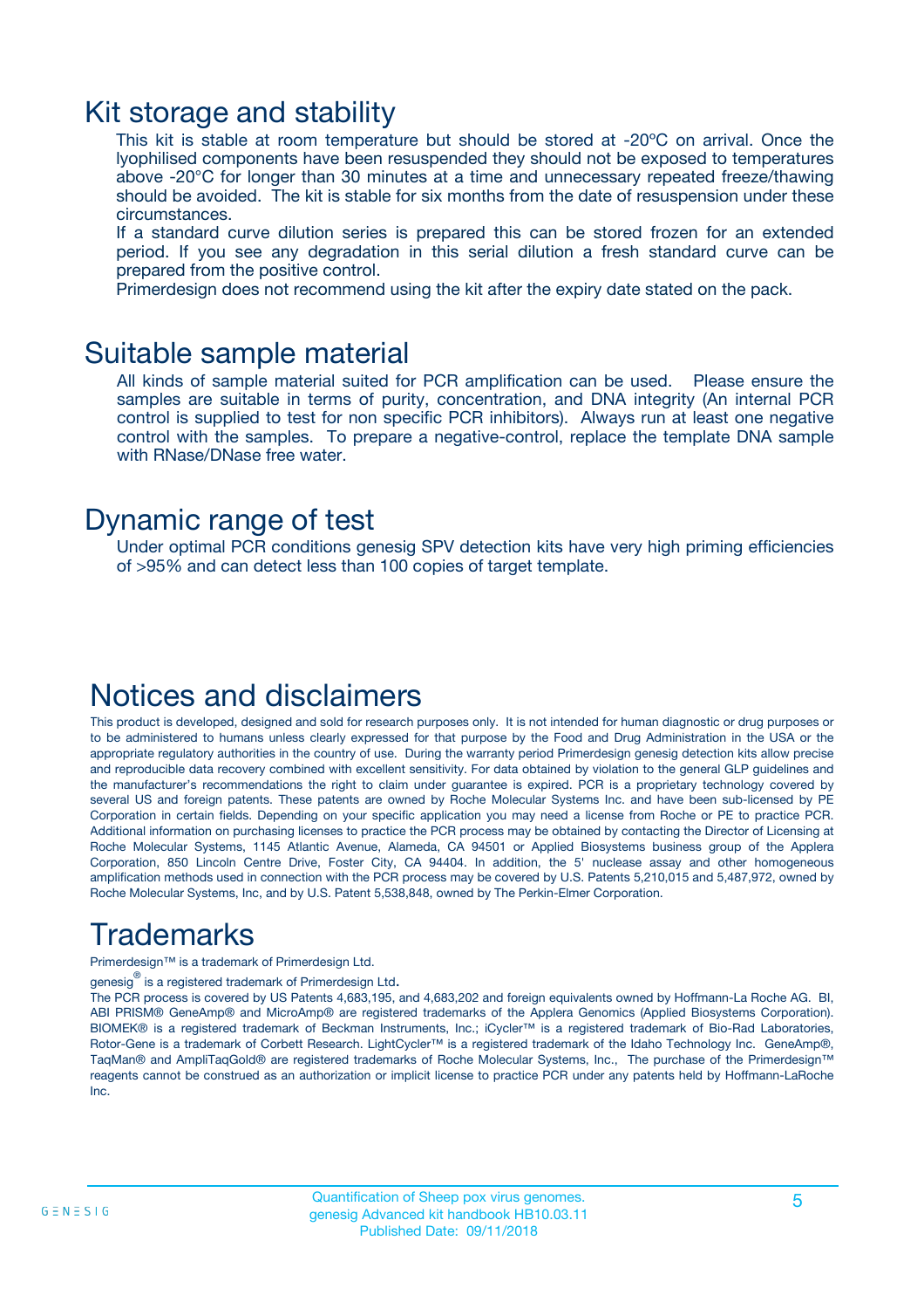## Kit storage and stability

This kit is stable at room temperature but should be stored at -20ºC on arrival. Once the lyophilised components have been resuspended they should not be exposed to temperatures above -20°C for longer than 30 minutes at a time and unnecessary repeated freeze/thawing should be avoided. The kit is stable for six months from the date of resuspension under these circumstances.

If a standard curve dilution series is prepared this can be stored frozen for an extended period. If you see any degradation in this serial dilution a fresh standard curve can be prepared from the positive control.

Primerdesign does not recommend using the kit after the expiry date stated on the pack.

## Suitable sample material

All kinds of sample material suited for PCR amplification can be used. Please ensure the samples are suitable in terms of purity, concentration, and DNA integrity (An internal PCR control is supplied to test for non specific PCR inhibitors). Always run at least one negative control with the samples. To prepare a negative-control, replace the template DNA sample with RNase/DNase free water.

## Dynamic range of test

Under optimal PCR conditions genesig SPV detection kits have very high priming efficiencies of >95% and can detect less than 100 copies of target template.

## Notices and disclaimers

This product is developed, designed and sold for research purposes only. It is not intended for human diagnostic or drug purposes or to be administered to humans unless clearly expressed for that purpose by the Food and Drug Administration in the USA or the appropriate regulatory authorities in the country of use. During the warranty period Primerdesign genesig detection kits allow precise and reproducible data recovery combined with excellent sensitivity. For data obtained by violation to the general GLP guidelines and the manufacturer's recommendations the right to claim under guarantee is expired. PCR is a proprietary technology covered by several US and foreign patents. These patents are owned by Roche Molecular Systems Inc. and have been sub-licensed by PE Corporation in certain fields. Depending on your specific application you may need a license from Roche or PE to practice PCR. Additional information on purchasing licenses to practice the PCR process may be obtained by contacting the Director of Licensing at Roche Molecular Systems, 1145 Atlantic Avenue, Alameda, CA 94501 or Applied Biosystems business group of the Applera Corporation, 850 Lincoln Centre Drive, Foster City, CA 94404. In addition, the 5' nuclease assay and other homogeneous amplification methods used in connection with the PCR process may be covered by U.S. Patents 5,210,015 and 5,487,972, owned by Roche Molecular Systems, Inc, and by U.S. Patent 5,538,848, owned by The Perkin-Elmer Corporation.

## Trademarks

Primerdesign™ is a trademark of Primerdesign Ltd.

genesig® is a registered trademark of Primerdesign Ltd.

The PCR process is covered by US Patents 4,683,195, and 4,683,202 and foreign equivalents owned by Hoffmann-La Roche AG. BI, ABI PRISM® GeneAmp® and MicroAmp® are registered trademarks of the Applera Genomics (Applied Biosystems Corporation). BIOMEK® is a registered trademark of Beckman Instruments, Inc.; iCycler™ is a registered trademark of Bio-Rad Laboratories, Rotor-Gene is a trademark of Corbett Research. LightCycler™ is a registered trademark of the Idaho Technology Inc. GeneAmp®, TaqMan® and AmpliTaqGold® are registered trademarks of Roche Molecular Systems, Inc., The purchase of the Primerdesign™ reagents cannot be construed as an authorization or implicit license to practice PCR under any patents held by Hoffmann-LaRoche Inc.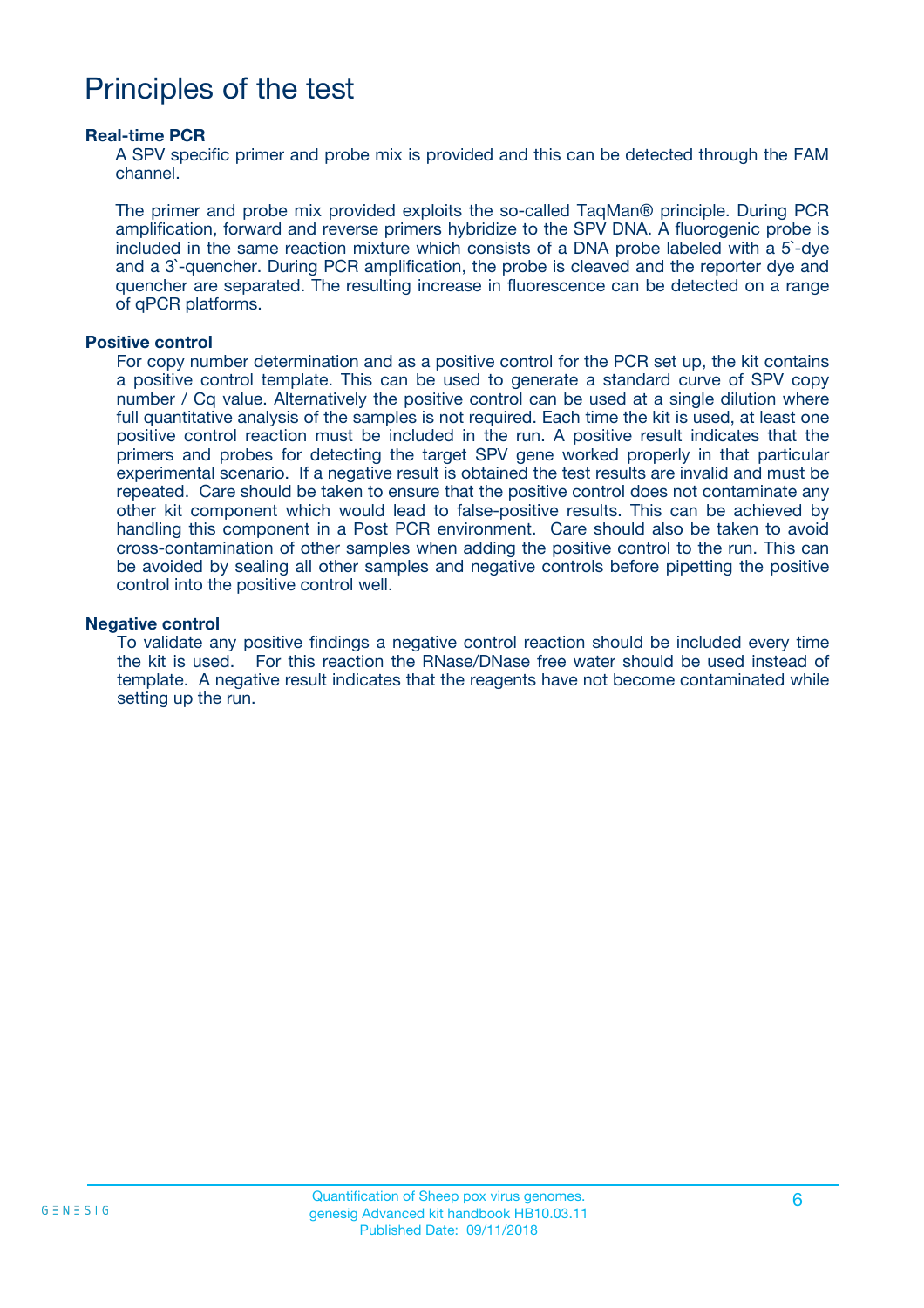# Principles of the test

### Real-time PCR

A SPV specific primer and probe mix is provided and this can be detected through the FAM channel.

The primer and probe mix provided exploits the so-called TaqMan® principle. During PCR amplification, forward and reverse primers hybridize to the SPV DNA. A fluorogenic probe is included in the same reaction mixture which consists of a DNA probe labeled with a 5`-dye and a 3`-quencher. During PCR amplification, the probe is cleaved and the reporter dye and quencher are separated. The resulting increase in fluorescence can be detected on a range of qPCR platforms.

### Positive control

For copy number determination and as a positive control for the PCR set up, the kit contains a positive control template. This can be used to generate a standard curve of SPV copy number / Cq value. Alternatively the positive control can be used at a single dilution where full quantitative analysis of the samples is not required. Each time the kit is used, at least one positive control reaction must be included in the run. A positive result indicates that the primers and probes for detecting the target SPV gene worked properly in that particular experimental scenario. If a negative result is obtained the test results are invalid and must be repeated. Care should be taken to ensure that the positive control does not contaminate any other kit component which would lead to false-positive results. This can be achieved by handling this component in a Post PCR environment. Care should also be taken to avoid cross-contamination of other samples when adding the positive control to the run. This can be avoided by sealing all other samples and negative controls before pipetting the positive control into the positive control well.

### Negative control

To validate any positive findings a negative control reaction should be included every time the kit is used. For this reaction the RNase/DNase free water should be used instead of template. A negative result indicates that the reagents have not become contaminated while setting up the run.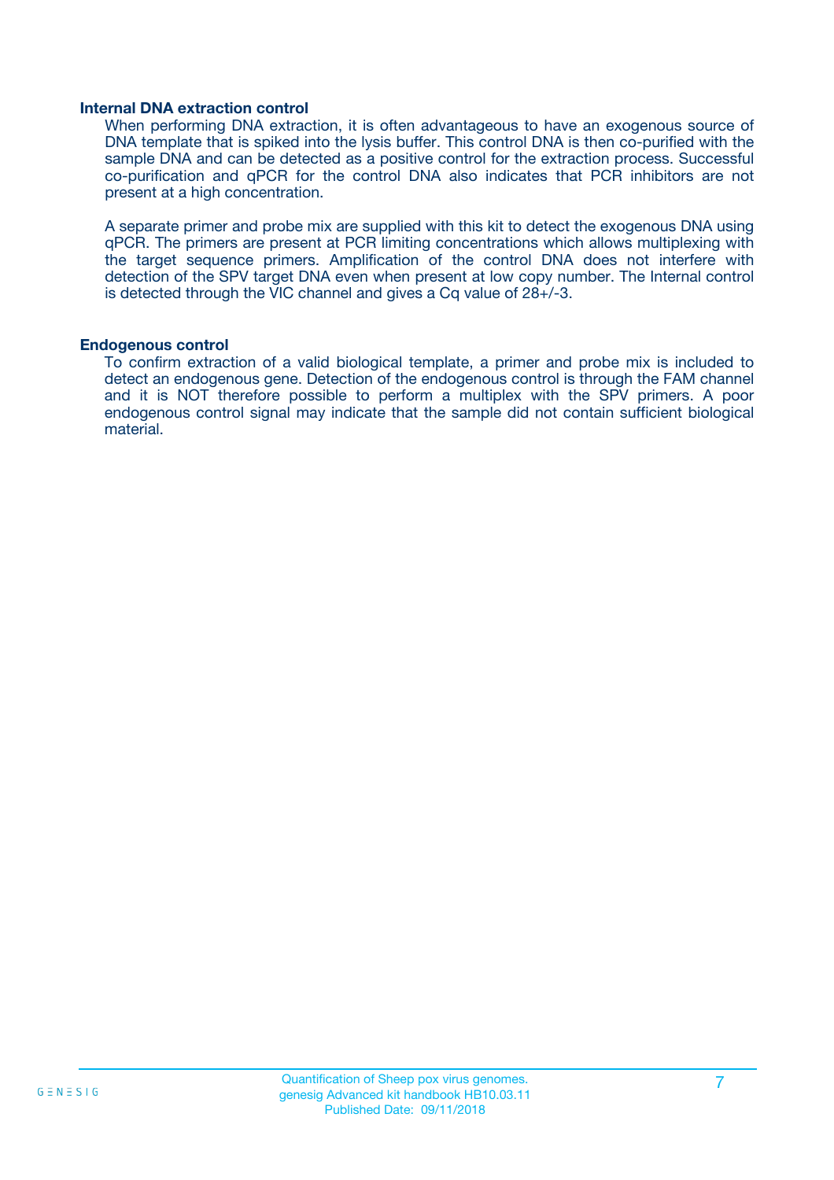### Internal DNA extraction control

When performing DNA extraction, it is often advantageous to have an exogenous source of DNA template that is spiked into the lysis buffer. This control DNA is then co-purified with the sample DNA and can be detected as a positive control for the extraction process. Successful co-purification and qPCR for the control DNA also indicates that PCR inhibitors are not present at a high concentration.

A separate primer and probe mix are supplied with this kit to detect the exogenous DNA using qPCR. The primers are present at PCR limiting concentrations which allows multiplexing with the target sequence primers. Amplification of the control DNA does not interfere with detection of the SPV target DNA even when present at low copy number. The Internal control is detected through the VIC channel and gives a Cq value of 28+/-3.

### Endogenous control

To confirm extraction of a valid biological template, a primer and probe mix is included to detect an endogenous gene. Detection of the endogenous control is through the FAM channel and it is NOT therefore possible to perform a multiplex with the SPV primers. A poor endogenous control signal may indicate that the sample did not contain sufficient biological material.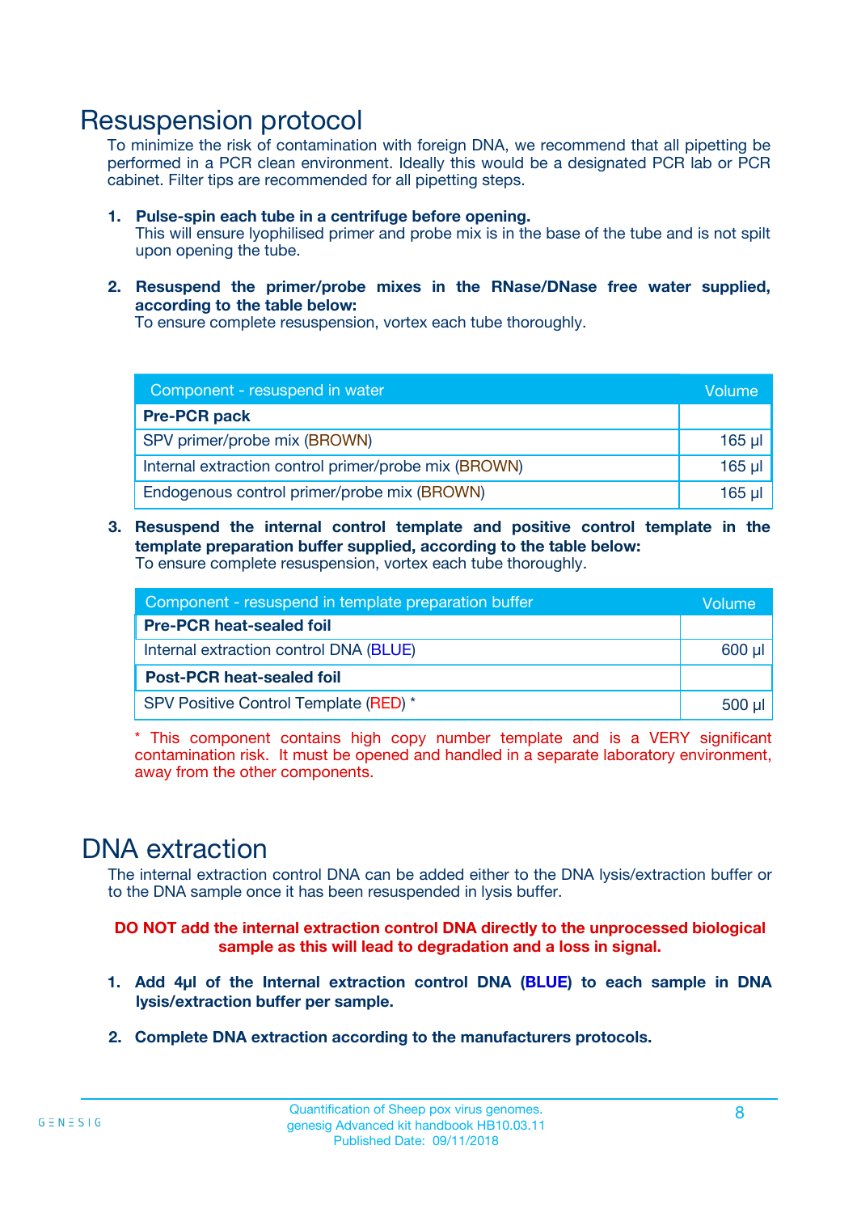# Resuspension protocol

To minimize the risk of contamination with foreign DNA, we recommend that all pipetting be performed in a PCR clean environment. Ideally this would be a designated PCR lab or PCR cabinet. Filter tips are recommended for all pipetting steps.

1. **Pulse-spin each tube in a centrifuge before opening.**
   This will ensure lyophilised primer and probe mix is in the base of the tube and is not spilt upon opening the tube.

2. **Resuspend the primer/probe mixes in the RNase/DNase free water supplied, according to the table below:**
   To ensure complete resuspension, vortex each tube thoroughly.

| Component - resuspend in water | Volume |
|---|---|
| **Pre-PCR pack** | |
| SPV primer/probe mix (BROWN) | 165 µl |
| Internal extraction control primer/probe mix (BROWN) | 165 µl |
| Endogenous control primer/probe mix (BROWN) | 165 µl |

3. **Resuspend the internal control template and positive control template in the template preparation buffer supplied, according to the table below:**
   To ensure complete resuspension, vortex each tube thoroughly.

| Component - resuspend in template preparation buffer | Volume |
|---|---|
| **Pre-PCR heat-sealed foil** | |
| Internal extraction control DNA (BLUE) | 600 µl |
| **Post-PCR heat-sealed foil** | |
| SPV Positive Control Template (RED) * | 500 µl |

\* This component contains high copy number template and is a VERY significant contamination risk. It must be opened and handled in a separate laboratory environment, away from the other components.

# DNA extraction

The internal extraction control DNA can be added either to the DNA lysis/extraction buffer or to the DNA sample once it has been resuspended in lysis buffer.

**DO NOT add the internal extraction control DNA directly to the unprocessed biological sample as this will lead to degradation and a loss in signal.**

1. **Add 4µl of the Internal extraction control DNA (BLUE) to each sample in DNA lysis/extraction buffer per sample.**

2. **Complete DNA extraction according to the manufacturers protocols.**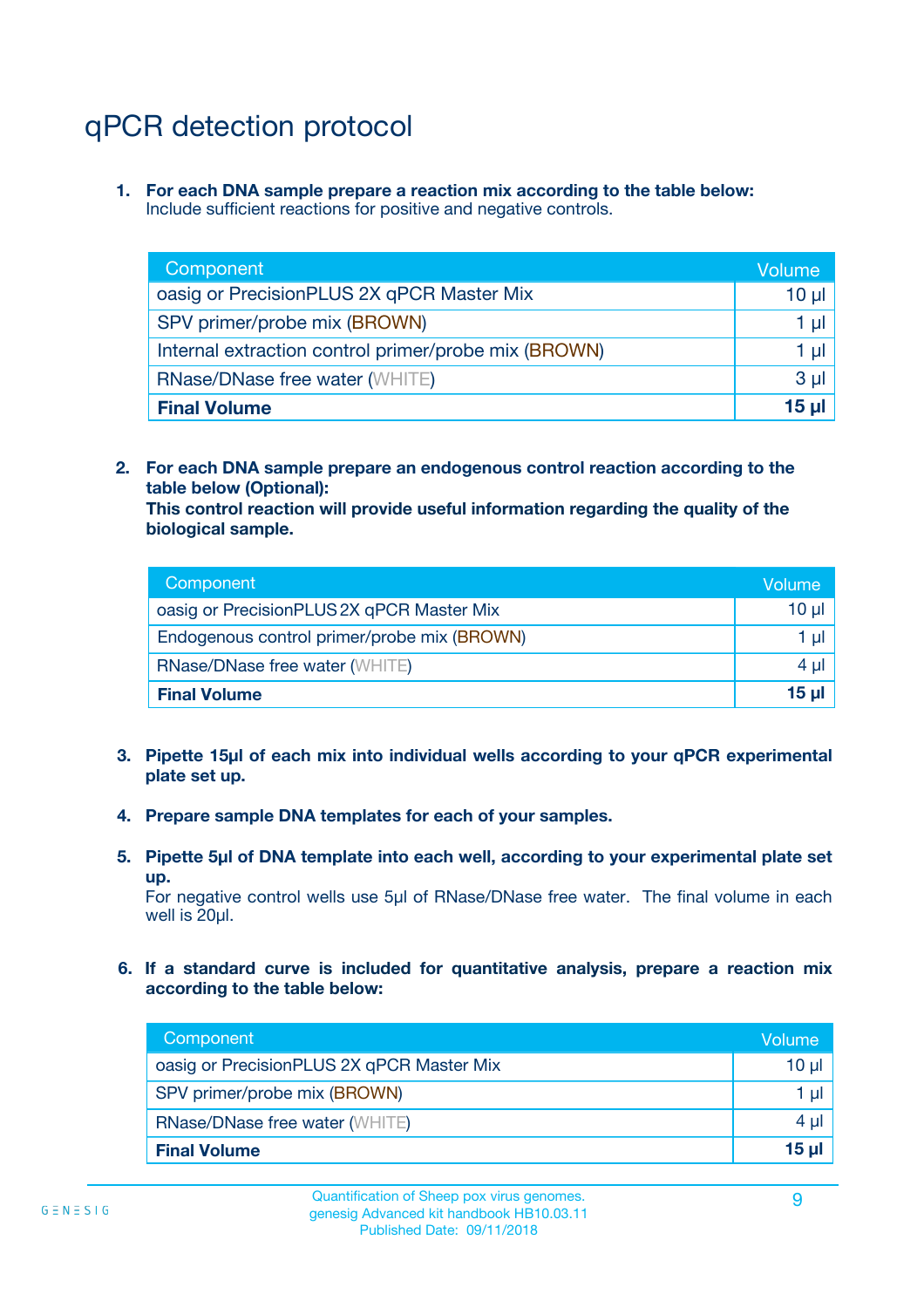# qPCR detection protocol

1. **For each DNA sample prepare a reaction mix according to the table below:**
   Include sufficient reactions for positive and negative controls.

| Component | Volume |
|---|---|
| oasig or PrecisionPLUS 2X qPCR Master Mix | 10 µl |
| SPV primer/probe mix (BROWN) | 1 µl |
| Internal extraction control primer/probe mix (BROWN) | 1 µl |
| RNase/DNase free water (WHITE) | 3 µl |
| **Final Volume** | **15 µl** |

2. **For each DNA sample prepare an endogenous control reaction according to the table below (Optional):**
   **This control reaction will provide useful information regarding the quality of the biological sample.**

| Component | Volume |
|---|---|
| oasig or PrecisionPLUS 2X qPCR Master Mix | 10 µl |
| Endogenous control primer/probe mix (BROWN) | 1 µl |
| RNase/DNase free water (WHITE) | 4 µl |
| **Final Volume** | **15 µl** |

3. **Pipette 15µl of each mix into individual wells according to your qPCR experimental plate set up.**

4. **Prepare sample DNA templates for each of your samples.**

5. **Pipette 5µl of DNA template into each well, according to your experimental plate set up.**
   For negative control wells use 5µl of RNase/DNase free water. The final volume in each well is 20µl.

6. **If a standard curve is included for quantitative analysis, prepare a reaction mix according to the table below:**

| Component | Volume |
|---|---|
| oasig or PrecisionPLUS 2X qPCR Master Mix | 10 µl |
| SPV primer/probe mix (BROWN) | 1 µl |
| RNase/DNase free water (WHITE) | 4 µl |
| **Final Volume** | **15 µl** |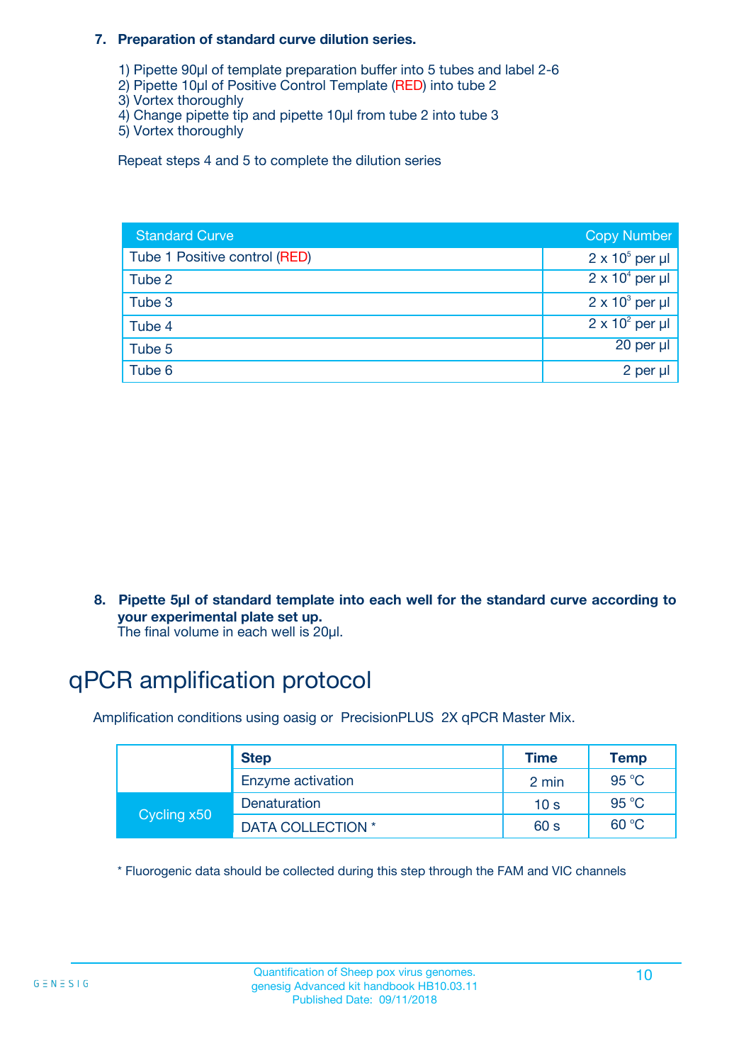### 7. Preparation of standard curve dilution series.

1) Pipette 90µl of template preparation buffer into 5 tubes and label 2-6
2) Pipette 10µl of Positive Control Template (RED) into tube 2
3) Vortex thoroughly
4) Change pipette tip and pipette 10µl from tube 2 into tube 3
5) Vortex thoroughly

Repeat steps 4 and 5 to complete the dilution series

| Standard Curve | Copy Number |
|---|---|
| Tube 1 Positive control (RED) | $2 \times 10^5$ per µl |
| Tube 2 | $2 \times 10^4$ per µl |
| Tube 3 | $2 \times 10^3$ per µl |
| Tube 4 | $2 \times 10^2$ per µl |
| Tube 5 | 20 per µl |
| Tube 6 | 2 per µl |

### 8. Pipette 5µl of standard template into each well for the standard curve according to your experimental plate set up.

The final volume in each well is 20µl.

# qPCR amplification protocol

Amplification conditions using oasig or PrecisionPLUS 2X qPCR Master Mix.

| | Step | Time | Temp |
|---|---|---|---|
| | Enzyme activation | 2 min | 95 °C |
| Cycling x50 | Denaturation | 10 s | 95 °C |
| | DATA COLLECTION * | 60 s | 60 °C |

* Fluorogenic data should be collected during this step through the FAM and VIC channels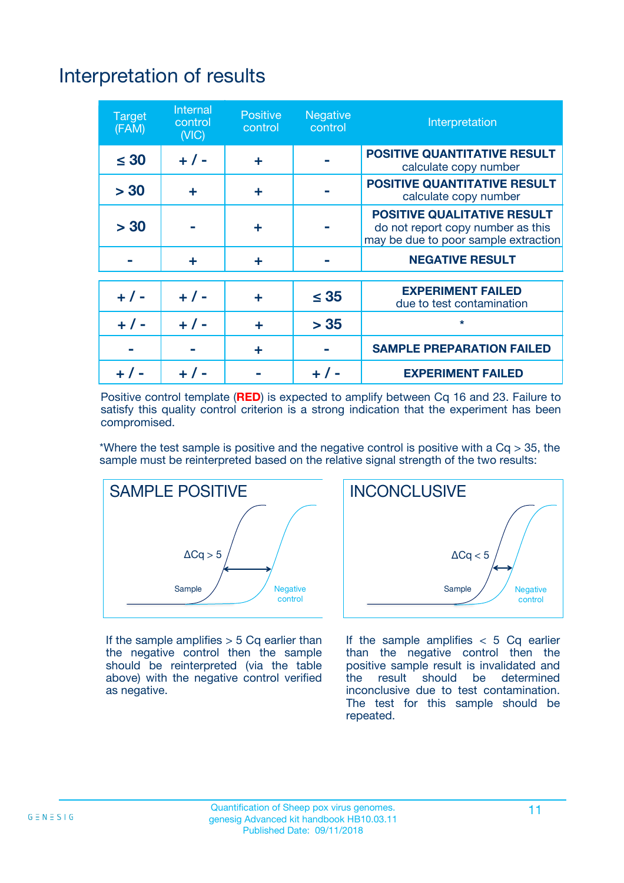# Interpretation of results

| Target (FAM) | Internal control (VIC) | Positive control | Negative control | Interpretation |
|---|---|---|---|---|
| ≤ 30 | + / - | + | - | **POSITIVE QUANTITATIVE RESULT** calculate copy number |
| > 30 | + | + | - | **POSITIVE QUANTITATIVE RESULT** calculate copy number |
| > 30 | - | + | - | **POSITIVE QUALITATIVE RESULT** do not report copy number as this may be due to poor sample extraction |
| - | + | + | - | **NEGATIVE RESULT** |
| + / - | + / - | + | ≤ 35 | **EXPERIMENT FAILED** due to test contamination |
| + / - | + / - | + | > 35 | * |
| - | - | + | - | **SAMPLE PREPARATION FAILED** |
| + / - | + / - | - | + / - | **EXPERIMENT FAILED** |

Positive control template (**RED**) is expected to amplify between Cq 16 and 23. Failure to satisfy this quality control criterion is a strong indication that the experiment has been compromised.

*Where the test sample is positive and the negative control is positive with a Cq > 35, the sample must be reinterpreted based on the relative signal strength of the two results:

## SAMPLE POSITIVE

ΔCq > 5

Sample

Negative control

If the sample amplifies > 5 Cq earlier than the negative control then the sample should be reinterpreted (via the table above) with the negative control verified as negative.

## INCONCLUSIVE

ΔCq < 5

Sample

Negative control

If the sample amplifies < 5 Cq earlier than the negative control then the positive sample result is invalidated and the result should be determined inconclusive due to test contamination. The test for this sample should be repeated.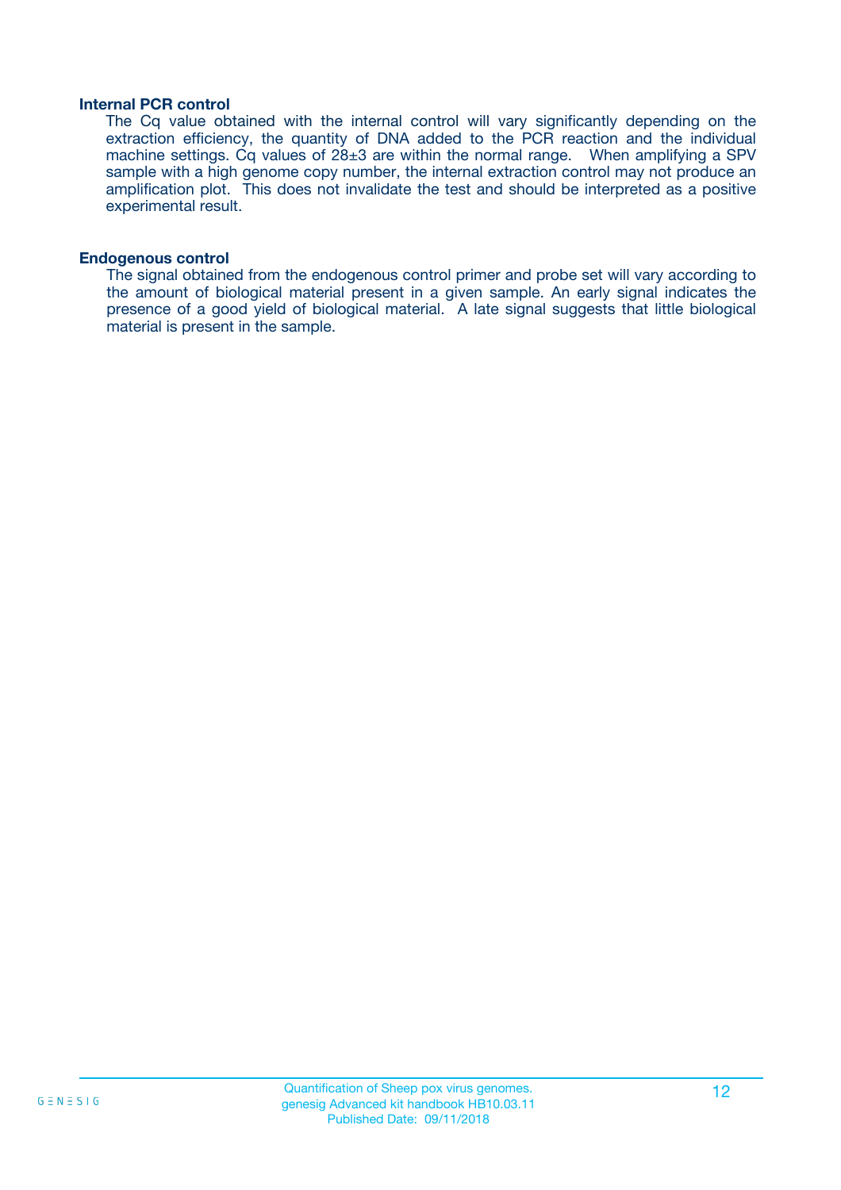### Internal PCR control

The Cq value obtained with the internal control will vary significantly depending on the extraction efficiency, the quantity of DNA added to the PCR reaction and the individual machine settings. Cq values of 28±3 are within the normal range. When amplifying a SPV sample with a high genome copy number, the internal extraction control may not produce an amplification plot. This does not invalidate the test and should be interpreted as a positive experimental result.

### Endogenous control

The signal obtained from the endogenous control primer and probe set will vary according to the amount of biological material present in a given sample. An early signal indicates the presence of a good yield of biological material. A late signal suggests that little biological material is present in the sample.